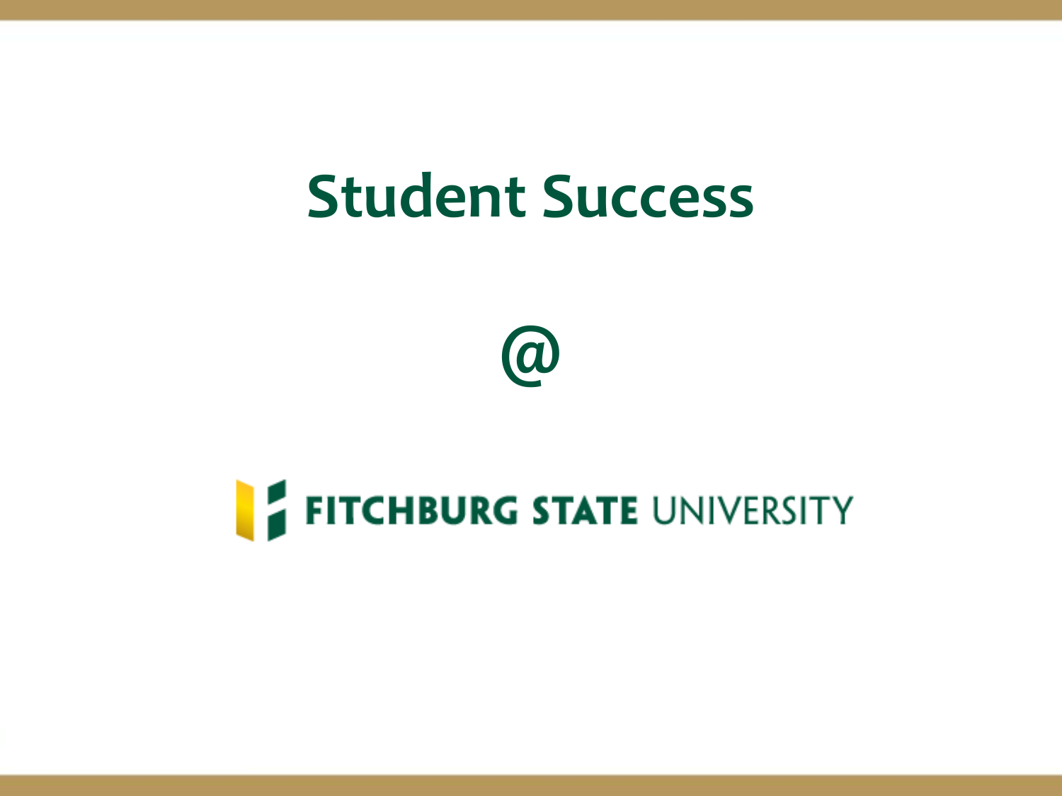# Student Success

@

FITCHBURG STATE UNIVERSITY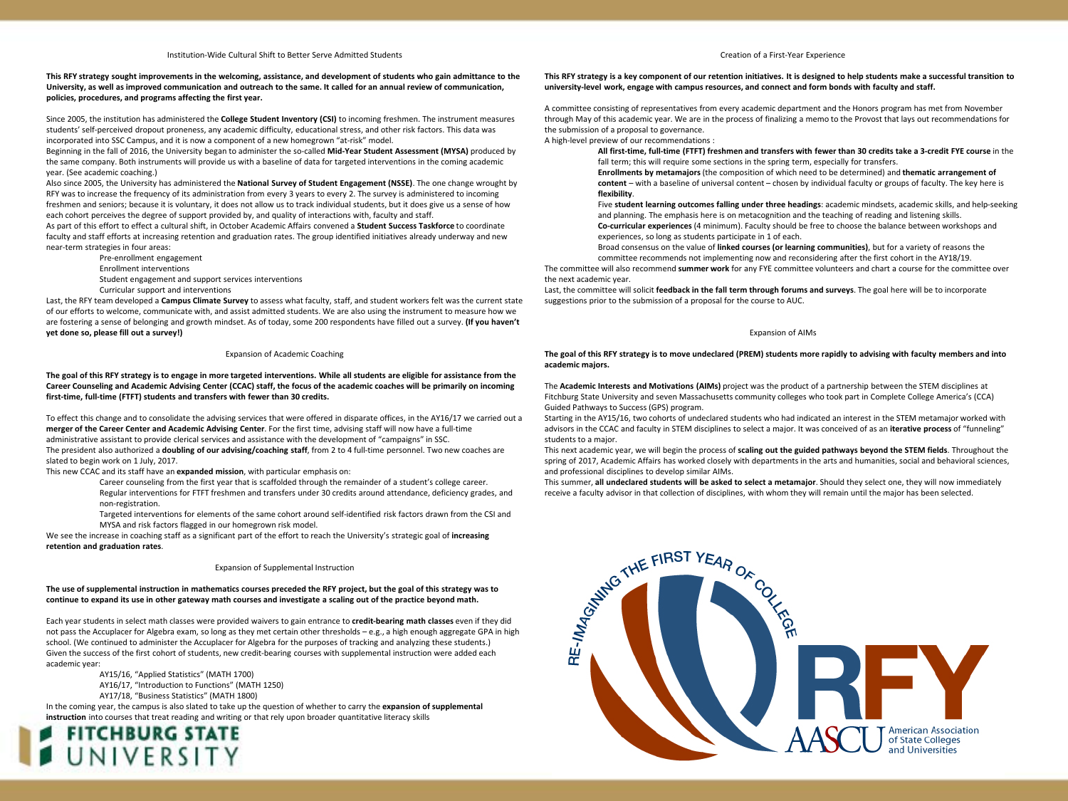## Institution-Wide Cultural Shift to Better Serve Admitted Students

**This RFY strategy sought improvements in the welcoming, assistance, and development of students who gain admittance to the University, as well as improved communication and outreach to the same. It called for an annual review of communication, policies, procedures, and programs affecting the first year.**

Since 2005, the institution has administered the **College Student Inventory (CSI)** to incoming freshmen. The instrument measures students' self-perceived dropout proneness, any academic difficulty, educational stress, and other risk factors. This data was incorporated into SSC Campus, and it is now a component of a new homegrown "at-risk" model.

Beginning in the fall of 2016, the University began to administer the so-called **Mid-Year Student Assessment (MYSA)** produced by the same company. Both instruments will provide us with a baseline of data for targeted interventions in the coming academic year. (See academic coaching.)

Also since 2005, the University has administered the **National Survey of Student Engagement (NSSE)**. The one change wrought by RFY was to increase the frequency of its administration from every 3 years to every 2. The survey is administered to incoming freshmen and seniors; because it is voluntary, it does not allow us to track individual students, but it does give us a sense of how each cohort perceives the degree of support provided by, and quality of interactions with, faculty and staff.

As part of this effort to effect a cultural shift, in October Academic Affairs convened a **Student Success Taskforce** to coordinate faculty and staff efforts at increasing retention and graduation rates. The group identified initiatives already underway and new near-term strategies in four areas:

- Pre-enrollment engagement
- Enrollment interventions
- Student engagement and support services interventions
- Curricular support and interventions

Last, the RFY team developed a **Campus Climate Survey** to assess what faculty, staff, and student workers felt was the current state of our efforts to welcome, communicate with, and assist admitted students. We are also using the instrument to measure how we are fostering a sense of belonging and growth mindset. As of today, some 200 respondents have filled out a survey. **(If you haven't yet done so, please fill out a survey!)**

## Expansion of Academic Coaching

**The goal of this RFY strategy is to engage in more targeted interventions. While all students are eligible for assistance from the Career Counseling and Academic Advising Center (CCAC) staff, the focus of the academic coaches will be primarily on incoming first-time, full-time (FTFT) students and transfers with fewer than 30 credits.**

To effect this change and to consolidate the advising services that were offered in disparate offices, in the AY16/17 we carried out a **merger of the Career Center and Academic Advising Center**. For the first time, advising staff will now have a full-time administrative assistant to provide clerical services and assistance with the development of "campaigns" in SSC.

The president also authorized a **doubling of our advising/coaching staff**, from 2 to 4 full-time personnel. Two new coaches are slated to begin work on 1 July, 2017.

This new CCAC and its staff have an **expanded mission**, with particular emphasis on:

- Career counseling from the first year that is scaffolded through the remainder of a student's college career.
- Regular interventions for FTFT freshmen and transfers under 30 credits around attendance, deficiency grades, and non-registration.
- Targeted interventions for elements of the same cohort around self-identified risk factors drawn from the CSI and MYSA and risk factors flagged in our homegrown risk model.

We see the increase in coaching staff as a significant part of the effort to reach the University's strategic goal of **increasing retention and graduation rates**.

## Expansion of Supplemental Instruction

**The use of supplemental instruction in mathematics courses preceded the RFY project, but the goal of this strategy was to continue to expand its use in other gateway math courses and investigate a scaling out of the practice beyond math.**

Each year students in select math classes were provided waivers to gain entrance to **credit-bearing math classes** even if they did not pass the Accuplacer for Algebra exam, so long as they met certain other thresholds – e.g., a high enough aggregate GPA in high school. (We continued to administer the Accuplacer for Algebra for the purposes of tracking and analyzing these students.)

Given the success of the first cohort of students, new credit-bearing courses with supplemental instruction were added each academic year:

- AY15/16, "Applied Statistics" (MATH 1700)
- AY16/17, "Introduction to Functions" (MATH 1250)
- AY17/18, "Business Statistics" (MATH 1800)

In the coming year, the campus is also slated to take up the question of whether to carry the **expansion of supplemental instruction** into courses that treat reading and writing or that rely upon broader quantitative literacy skills

FITCHBURG STATE UNIVERSITY

## Creation of a First-Year Experience

**This RFY strategy is a key component of our retention initiatives. It is designed to help students make a successful transition to university-level work, engage with campus resources, and connect and form bonds with faculty and staff.**

A committee consisting of representatives from every academic department and the Honors program has met from November through May of this academic year. We are in the process of finalizing a memo to the Provost that lays out recommendations for the submission of a proposal to governance.

A high-level preview of our recommendations :

- **All first-time, full-time (FTFT) freshmen and transfers with fewer than 30 credits take a 3-credit FYE course** in the fall term; this will require some sections in the spring term, especially for transfers.
- **Enrollments by metamajors** (the composition of which need to be determined) and **thematic arrangement of content** – with a baseline of universal content – chosen by individual faculty or groups of faculty. The key here is **flexibility**.
- Five **student learning outcomes falling under three headings**: academic mindsets, academic skills, and help-seeking and planning. The emphasis here is on metacognition and the teaching of reading and listening skills.
- **Co-curricular experiences** (4 minimum). Faculty should be free to choose the balance between workshops and experiences, so long as students participate in 1 of each.
- Broad consensus on the value of **linked courses (or learning communities)**, but for a variety of reasons the committee recommends not implementing now and reconsidering after the first cohort in the AY18/19.

The committee will also recommend **summer work** for any FYE committee volunteers and chart a course for the committee over the next academic year.

Last, the committee will solicit **feedback in the fall term through forums and surveys**. The goal here will be to incorporate suggestions prior to the submission of a proposal for the course to AUC.

## Expansion of AIMs

**The goal of this RFY strategy is to move undeclared (PREM) students more rapidly to advising with faculty members and into academic majors.**

The **Academic Interests and Motivations (AIMs)** project was the product of a partnership between the STEM disciplines at Fitchburg State University and seven Massachusetts community colleges who took part in Complete College America's (CCA) Guided Pathways to Success (GPS) program.

Starting in the AY15/16, two cohorts of undeclared students who had indicated an interest in the STEM metamajor worked with advisors in the CCAC and faculty in STEM disciplines to select a major. It was conceived of as an **iterative process** of "funneling" students to a major.

This next academic year, we will begin the process of **scaling out the guided pathways beyond the STEM fields**. Throughout the spring of 2017, Academic Affairs has worked closely with departments in the arts and humanities, social and behavioral sciences, and professional disciplines to develop similar AIMs.

This summer, **all undeclared students will be asked to select a metamajor**. Should they select one, they will now immediately receive a faculty advisor in that collection of disciplines, with whom they will remain until the major has been selected.

RE-IMAGINING THE FIRST YEAR OF COLLEGE

RFY

AASCU American Association of State Colleges and Universities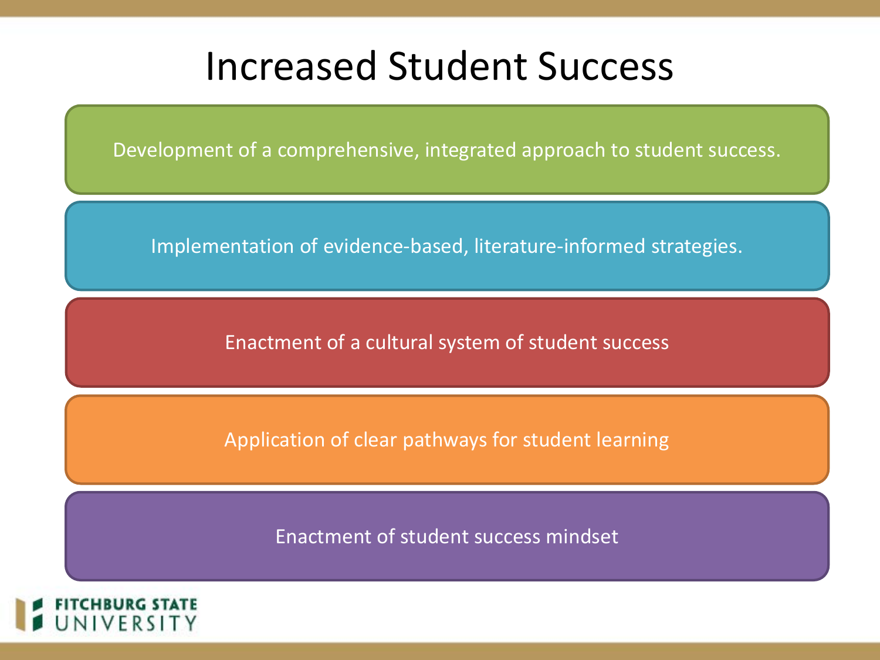# Increased Student Success

- Development of a comprehensive, integrated approach to student success.
- Implementation of evidence-based, literature-informed strategies.
- Enactment of a cultural system of student success
- Application of clear pathways for student learning
- Enactment of student success mindset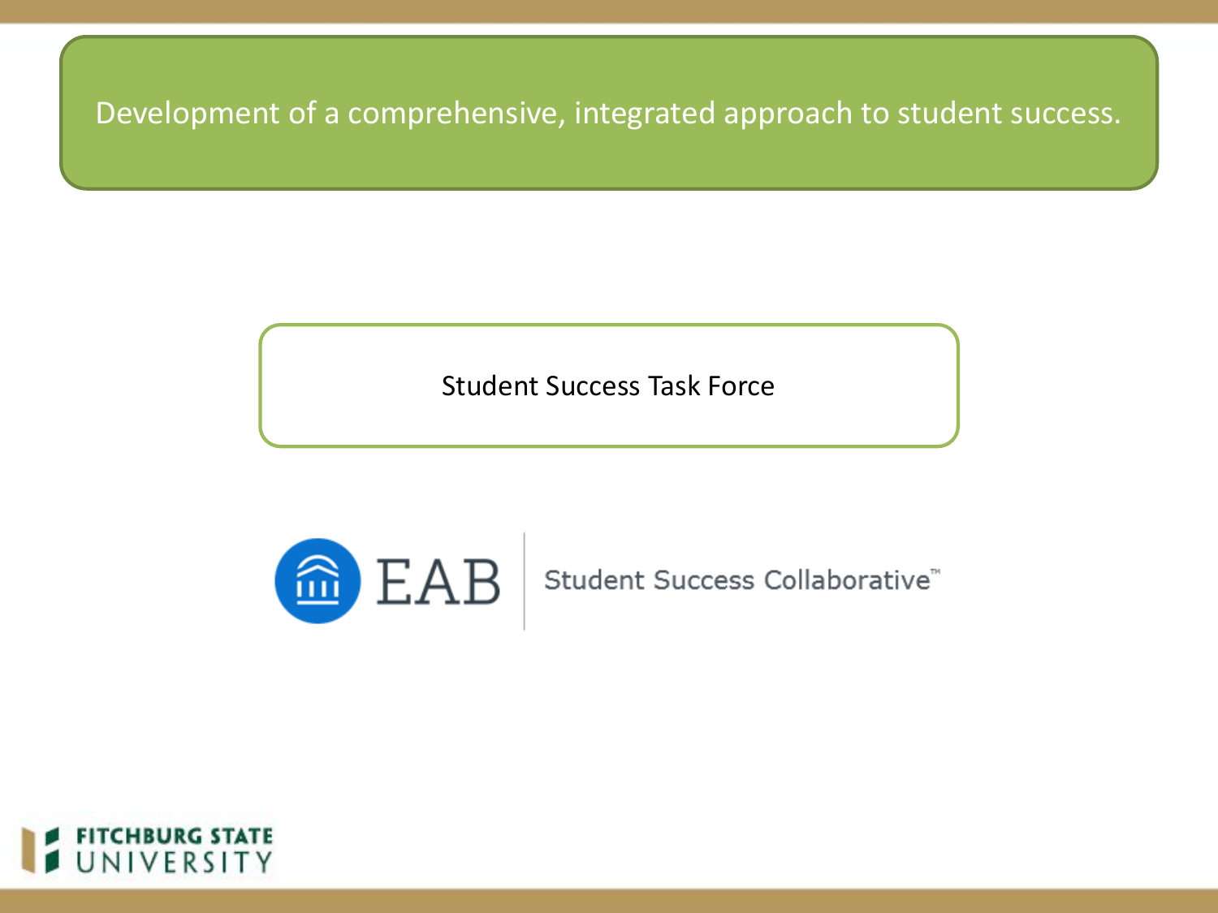Development of a comprehensive, integrated approach to student success.

Student Success Task Force

EAB | Student Success Collaborative™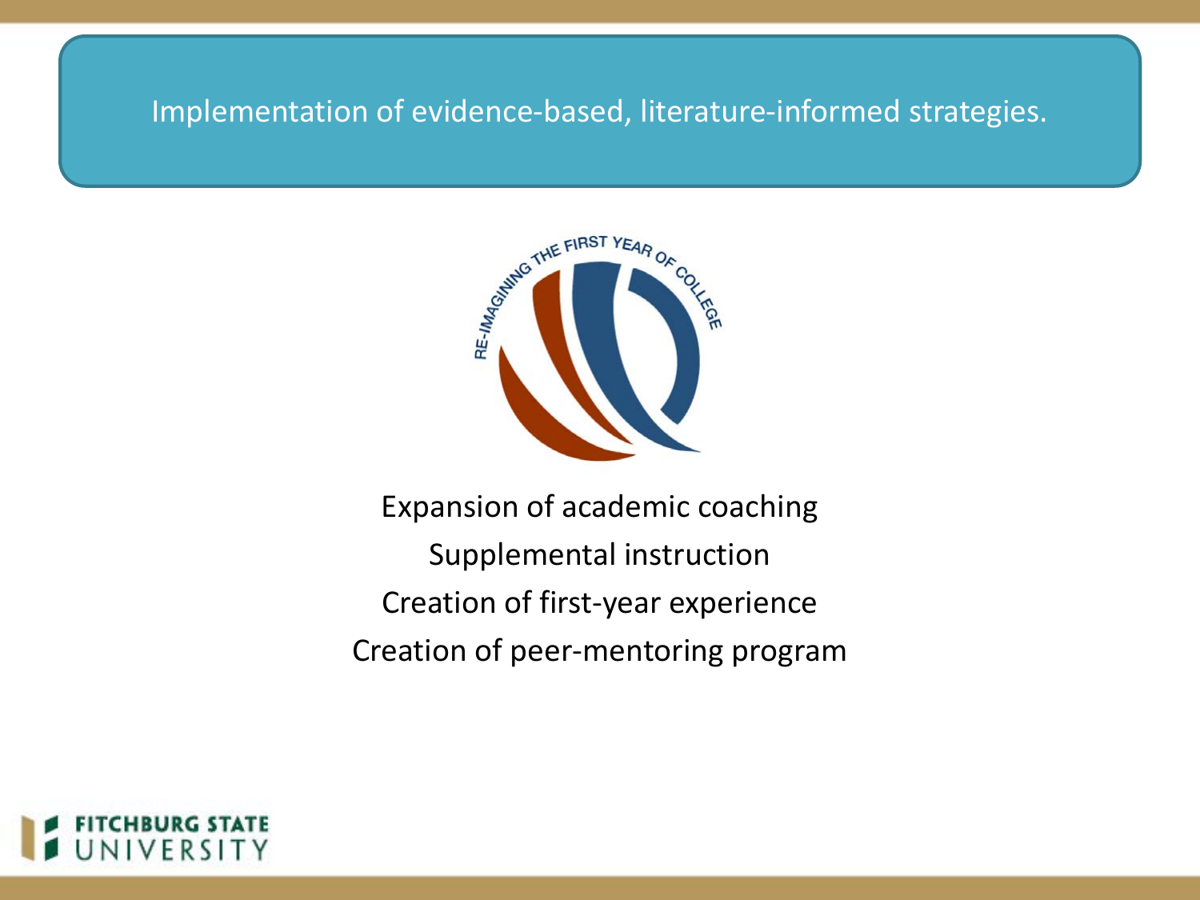## Implementation of evidence-based, literature-informed strategies.

RE-IMAGINING THE FIRST YEAR OF COLLEGE

Expansion of academic coaching

Supplemental instruction

Creation of first-year experience

Creation of peer-mentoring program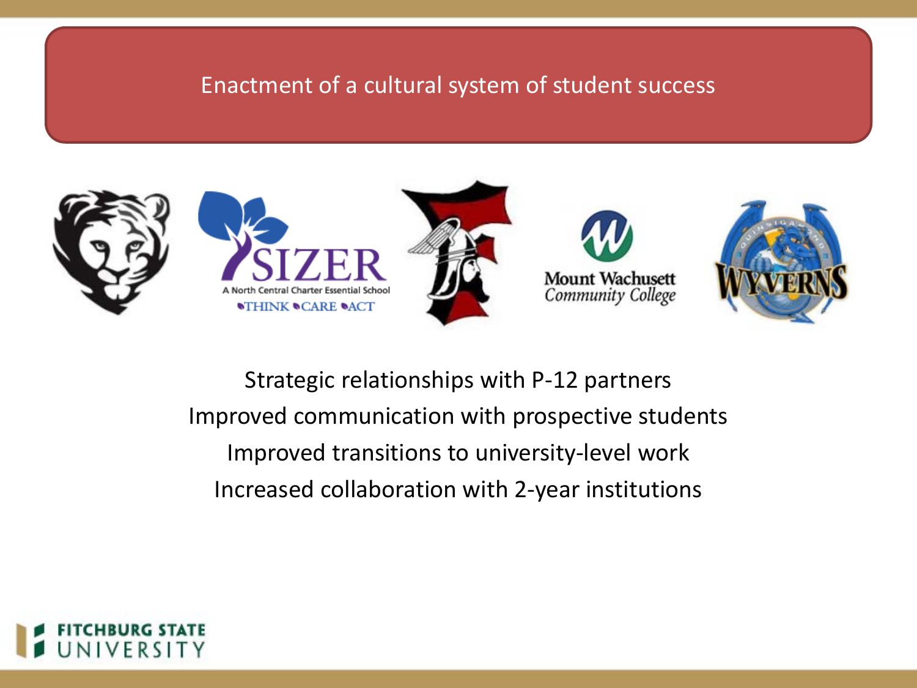# Enactment of a cultural system of student success

Strategic relationships with P-12 partners

Improved communication with prospective students

Improved transitions to university-level work

Increased collaboration with 2-year institutions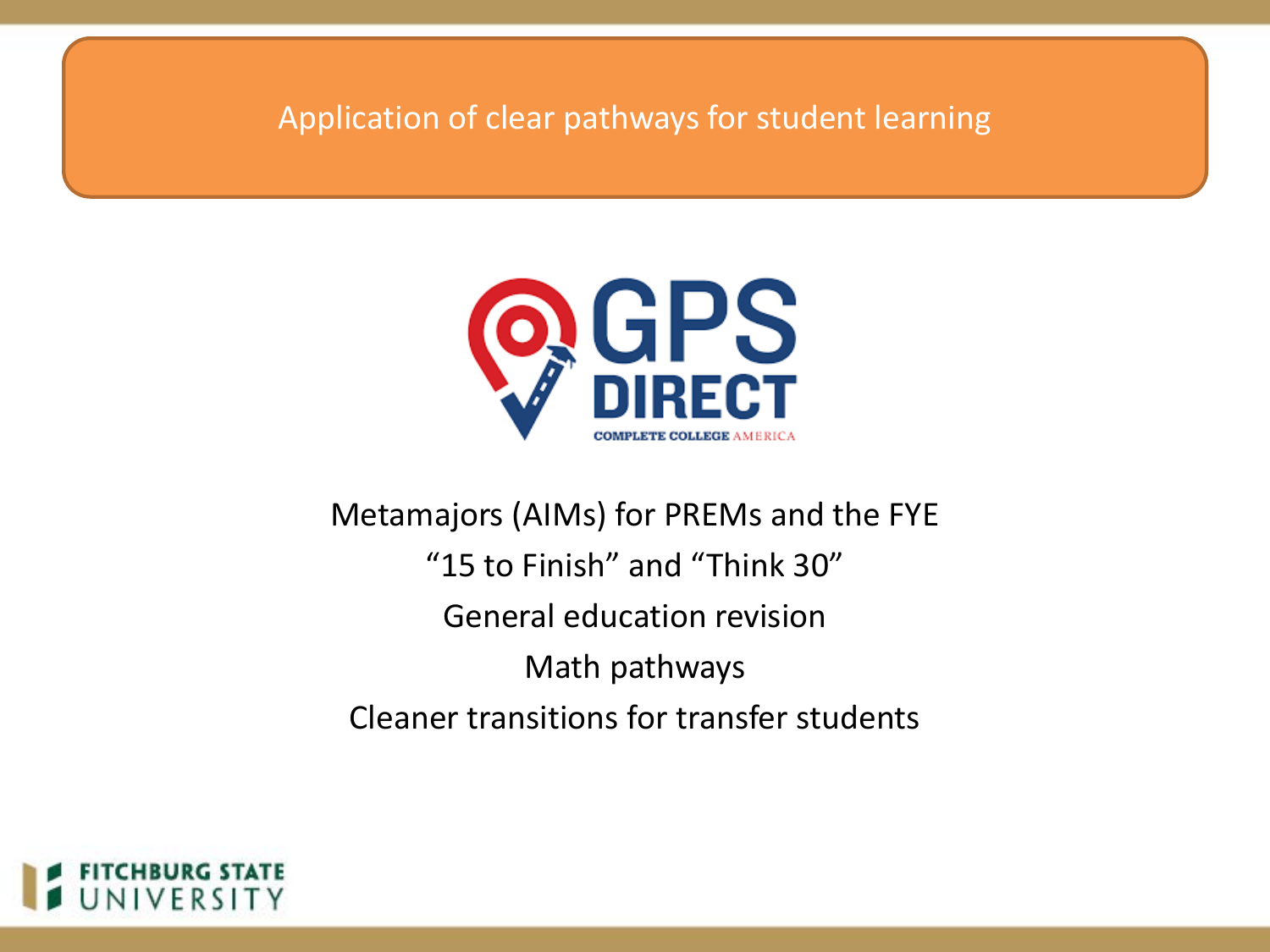# Application of clear pathways for student learning

GPS DIRECT

COMPLETE COLLEGE AMERICA

Metamajors (AIMs) for PREMs and the FYE

“15 to Finish” and “Think 30”

General education revision

Math pathways

Cleaner transitions for transfer students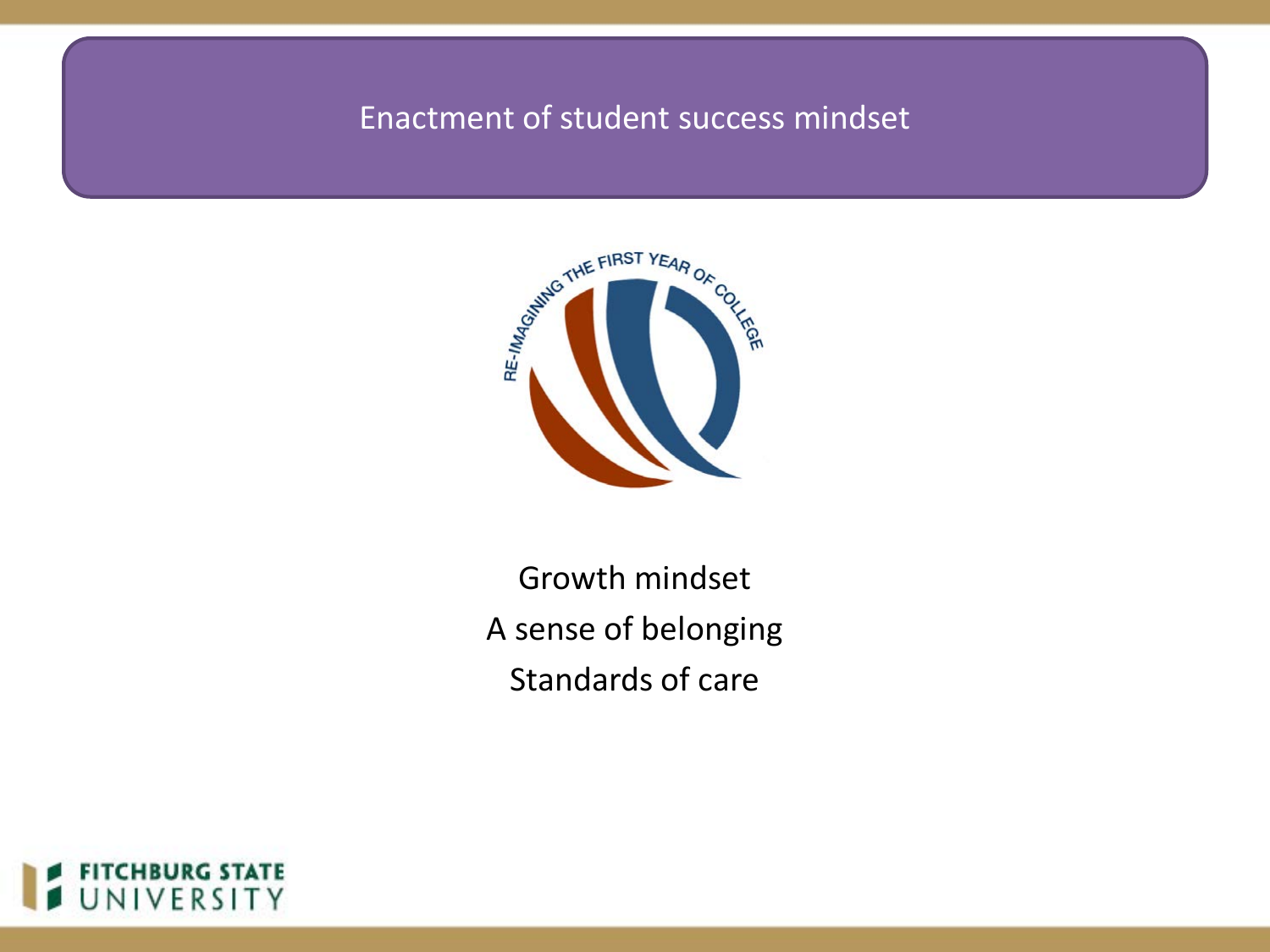# Enactment of student success mindset

Growth mindset

A sense of belonging

Standards of care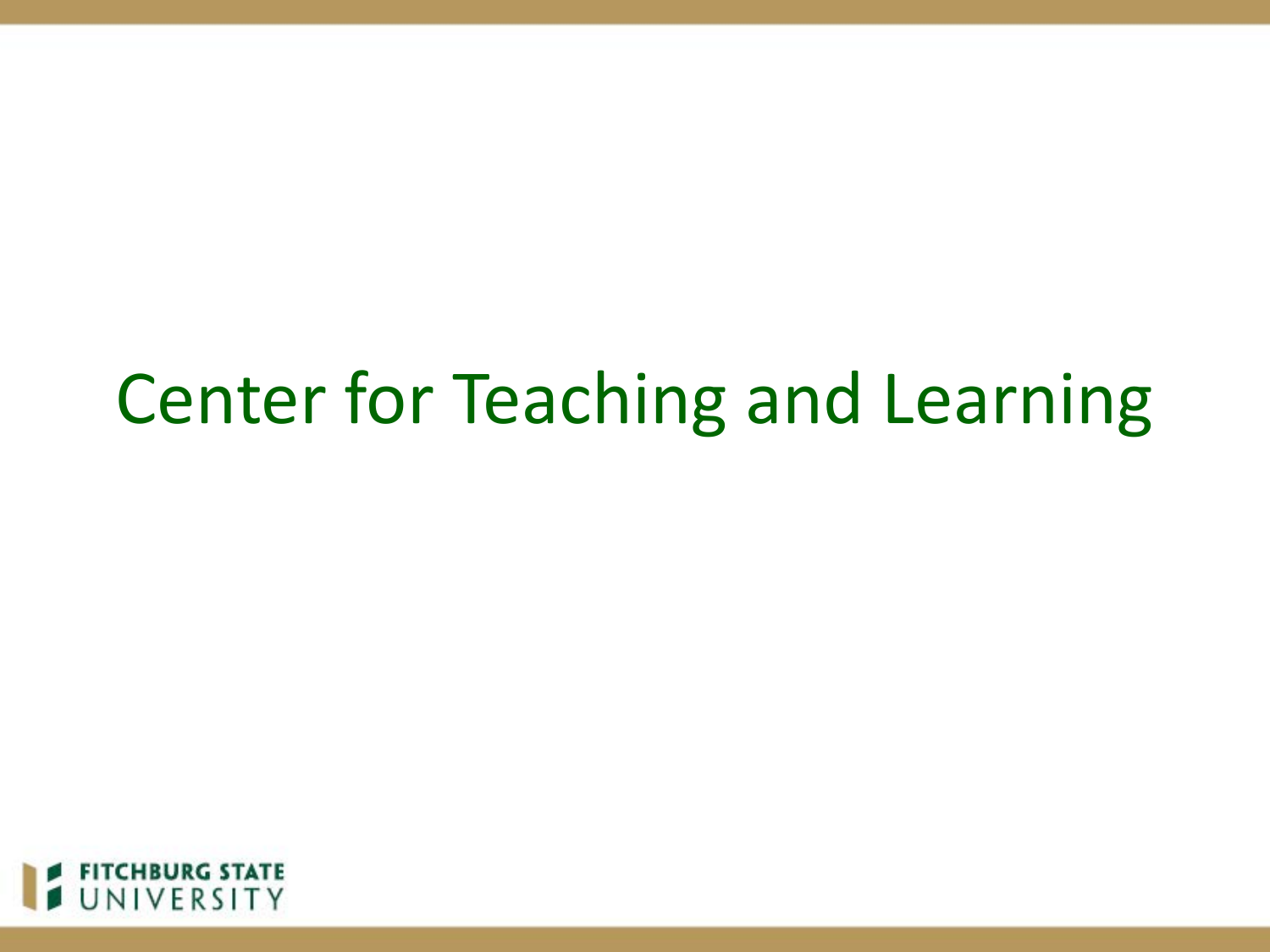# Center for Teaching and Learning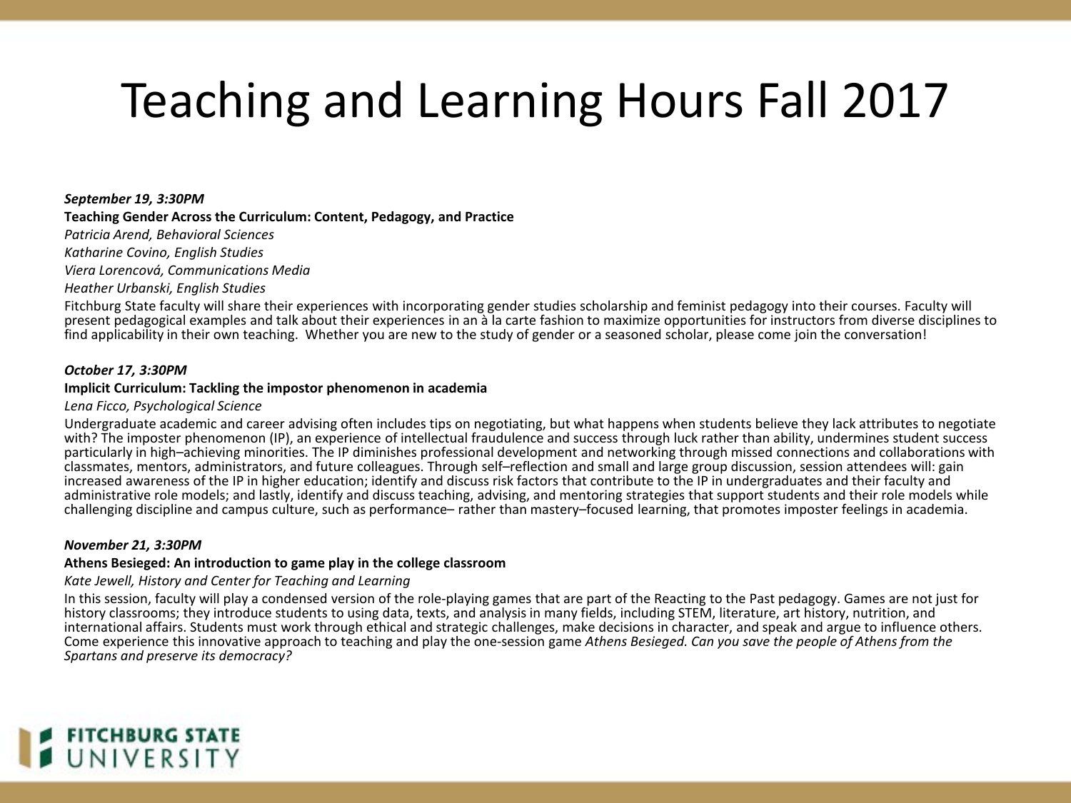# Teaching and Learning Hours Fall 2017

***September 19, 3:30PM***

**Teaching Gender Across the Curriculum: Content, Pedagogy, and Practice**

*Patricia Arend, Behavioral Sciences*

*Katharine Covino, English Studies*

*Viera Lorencová, Communications Media*

*Heather Urbanski, English Studies*

Fitchburg State faculty will share their experiences with incorporating gender studies scholarship and feminist pedagogy into their courses. Faculty will present pedagogical examples and talk about their experiences in an à la carte fashion to maximize opportunities for instructors from diverse disciplines to find applicability in their own teaching. Whether you are new to the study of gender or a seasoned scholar, please come join the conversation!

***October 17, 3:30PM***

**Implicit Curriculum: Tackling the impostor phenomenon in academia**

*Lena Ficco, Psychological Science*

Undergraduate academic and career advising often includes tips on negotiating, but what happens when students believe they lack attributes to negotiate with? The imposter phenomenon (IP), an experience of intellectual fraudulence and success through luck rather than ability, undermines student success particularly in high–achieving minorities. The IP diminishes professional development and networking through missed connections and collaborations with classmates, mentors, administrators, and future colleagues. Through self–reflection and small and large group discussion, session attendees will: gain increased awareness of the IP in higher education; identify and discuss risk factors that contribute to the IP in undergraduates and their faculty and administrative role models; and lastly, identify and discuss teaching, advising, and mentoring strategies that support students and their role models while challenging discipline and campus culture, such as performance– rather than mastery–focused learning, that promotes imposter feelings in academia.

***November 21, 3:30PM***

**Athens Besieged: An introduction to game play in the college classroom**

*Kate Jewell, History and Center for Teaching and Learning*

In this session, faculty will play a condensed version of the role-playing games that are part of the Reacting to the Past pedagogy. Games are not just for history classrooms; they introduce students to using data, texts, and analysis in many fields, including STEM, literature, art history, nutrition, and international affairs. Students must work through ethical and strategic challenges, make decisions in character, and speak and argue to influence others. Come experience this innovative approach to teaching and play the one-session game *Athens Besieged. Can you save the people of Athens from the Spartans and preserve its democracy?*

FITCHBURG STATE UNIVERSITY